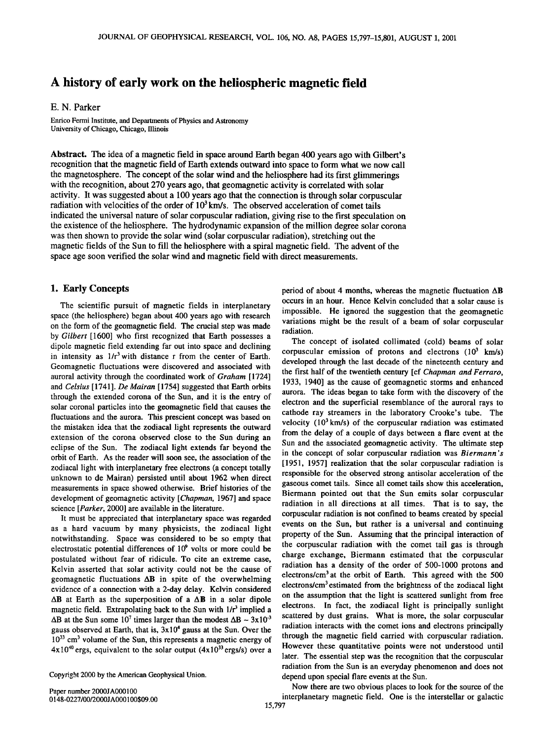# A history of early work on the heliospheric magnetic field

E. N. Parker

Enrico Fermi Institute, and Departments of Physics and Astronomy
University of Chicago, Chicago, Illinois

**Abstract.** The idea of a magnetic field in space around Earth began 400 years ago with Gilbert's recognition that the magnetic field of Earth extends outward into space to form what we now call the magnetosphere. The concept of the solar wind and the heliosphere had its first glimmerings with the recognition, about 270 years ago, that geomagnetic activity is correlated with solar activity. It was suggested about a 100 years ago that the connection is through solar corpuscular radiation with velocities of the order of $10^3$ km/s. The observed acceleration of comet tails indicated the universal nature of solar corpuscular radiation, giving rise to the first speculation on the existence of the heliosphere. The hydrodynamic expansion of the million degree solar corona was then shown to provide the solar wind (solar corpuscular radiation), stretching out the magnetic fields of the Sun to fill the heliosphere with a spiral magnetic field. The advent of the space age soon verified the solar wind and magnetic field with direct measurements.

## 1. Early Concepts

The scientific pursuit of magnetic fields in interplanetary space (the heliosphere) began about 400 years ago with research on the form of the geomagnetic field. The crucial step was made by *Gilbert* [1600] who first recognized that Earth possesses a dipole magnetic field extending far out into space and declining in intensity as $1/r^3$ with distance r from the center of Earth. Geomagnetic fluctuations were discovered and associated with auroral activity through the coordinated work of *Graham* [1724] and *Celsius* [1741]. *De Mairan* [1754] suggested that Earth orbits through the extended corona of the Sun, and it is the entry of solar coronal particles into the geomagnetic field that causes the fluctuations and the aurora. This prescient concept was based on the mistaken idea that the zodiacal light represents the outward extension of the corona observed close to the Sun during an eclipse of the Sun. The zodiacal light extends far beyond the orbit of Earth. As the reader will soon see, the association of the zodiacal light with interplanetary free electrons (a concept totally unknown to de Mairan) persisted until about 1962 when direct measurements in space showed otherwise. Brief histories of the development of geomagnetic activity [*Chapman*, 1967] and space science [*Parker*, 2000] are available in the literature.

It must be appreciated that interplanetary space was regarded as a hard vacuum by many physicists, the zodiacal light notwithstanding. Space was considered to be so empty that electrostatic potential differences of $10^9$ volts or more could be postulated without fear of ridicule. To cite an extreme case, Kelvin asserted that solar activity could not be the cause of geomagnetic fluctuations $\Delta\mathbf{B}$ in spite of the overwhelming evidence of a connection with a 2-day delay. Kelvin considered $\Delta\mathbf{B}$ at Earth as the superposition of a $\Delta\mathbf{B}$ in a solar dipole magnetic field. Extrapolating back to the Sun with $1/r^3$ implied a $\Delta\mathbf{B}$ at the Sun some $10^7$ times larger than the modest $\Delta\mathbf{B} \sim 3\times10^{-3}$ gauss observed at Earth, that is, $3\times10^4$ gauss at the Sun. Over the $10^{33}$ cm$^3$ volume of the Sun, this represents a magnetic energy of $4\times10^{40}$ ergs, equivalent to the solar output ($4\times10^{33}$ ergs/s) over a period of about 4 months, whereas the magnetic fluctuation $\Delta\mathbf{B}$ occurs in an hour. Hence Kelvin concluded that a solar cause is impossible. He ignored the suggestion that the geomagnetic variations might be the result of a beam of solar corpuscular radiation.

The concept of isolated collimated (cold) beams of solar corpuscular emission of protons and electrons ($10^3$ km/s) developed through the last decade of the nineteenth century and the first half of the twentieth century [cf *Chapman and Ferraro*, 1933, 1940] as the cause of geomagnetic storms and enhanced aurora. The ideas began to take form with the discovery of the electron and the superficial resemblance of the auroral rays to cathode ray streamers in the laboratory Crooke's tube. The velocity ($10^3$ km/s) of the corpuscular radiation was estimated from the delay of a couple of days between a flare event at the Sun and the associated geomagnetic activity. The ultimate step in the concept of solar corpuscular radiation was *Biermann's* [1951, 1957] realization that the solar corpuscular radiation is responsible for the observed strong antisolar acceleration of the gaseous comet tails. Since all comet tails show this acceleration, Biermann pointed out that the Sun emits solar corpuscular radiation in all directions at all times. That is to say, the corpuscular radiation is not confined to beams created by special events on the Sun, but rather is a universal and continuing property of the Sun. Assuming that the principal interaction of the corpuscular radiation with the comet tail gas is through charge exchange, Biermann estimated that the corpuscular radiation has a density of the order of 500-1000 protons and electrons/cm$^3$ at the orbit of Earth. This agreed with the 500 electrons/cm$^3$ estimated from the brightness of the zodiacal light on the assumption that the light is scattered sunlight from free electrons. In fact, the zodiacal light is principally sunlight scattered by dust grains. What is more, the solar corpuscular radiation interacts with the comet ions and electrons principally through the magnetic field carried with corpuscular radiation. However these quantitative points were not understood until later. The essential step was the recognition that the corpuscular radiation from the Sun is an everyday phenomenon and does not depend upon special flare events at the Sun.

Now there are two obvious places to look for the source of the interplanetary magnetic field. One is the interstellar or galactic

Copyright 2000 by the American Geophysical Union.

Paper number 2000JA000100
0148-0227/00/2000JA000100$09.00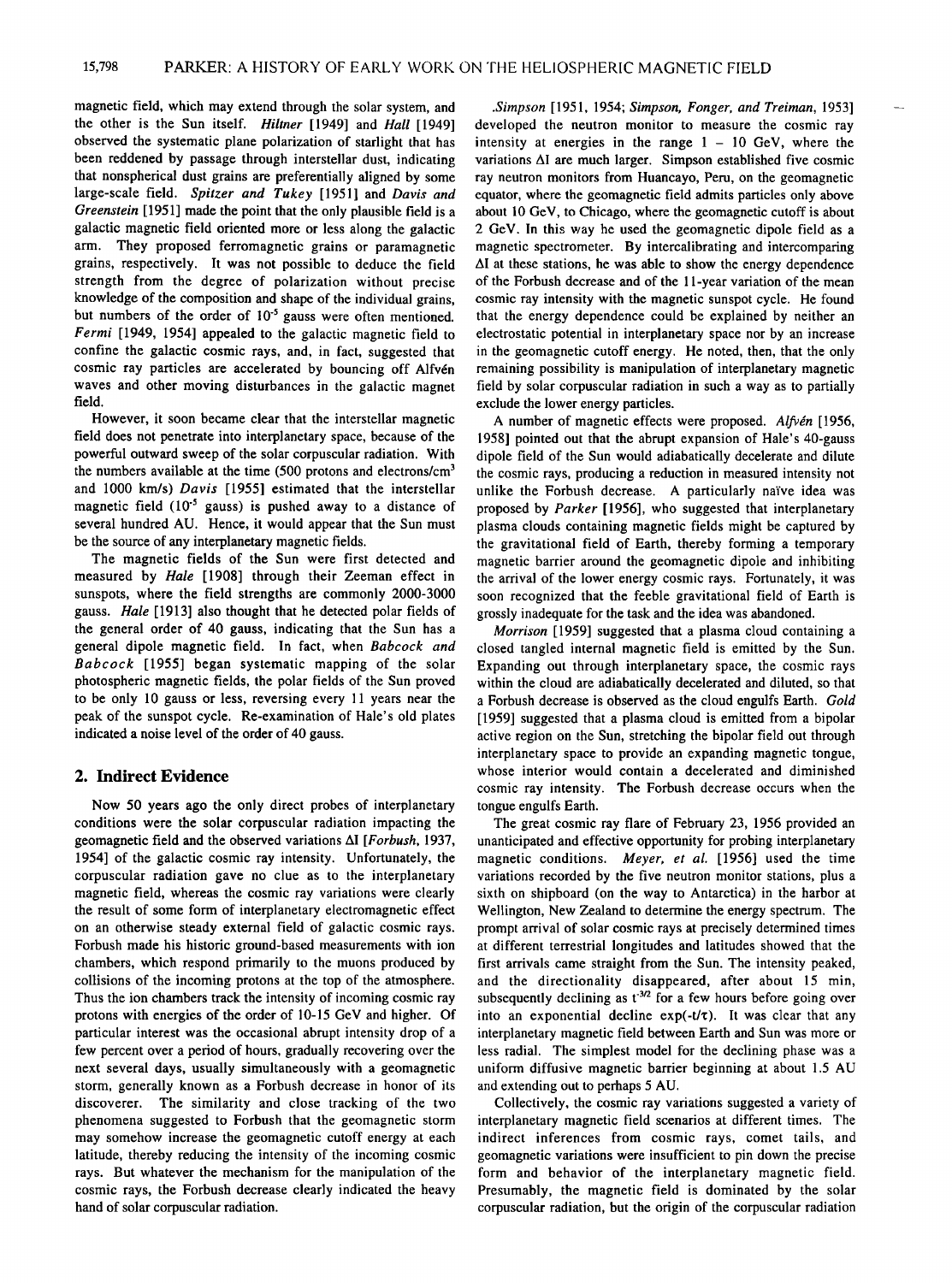magnetic field, which may extend through the solar system, and the other is the Sun itself. *Hiltner* [1949] and *Hall* [1949] observed the systematic plane polarization of starlight that has been reddened by passage through interstellar dust, indicating that nonspherical dust grains are preferentially aligned by some large-scale field. *Spitzer and Tukey* [1951] and *Davis and Greenstein* [1951] made the point that the only plausible field is a galactic magnetic field oriented more or less along the galactic arm. They proposed ferromagnetic grains or paramagnetic grains, respectively. It was not possible to deduce the field strength from the degree of polarization without precise knowledge of the composition and shape of the individual grains, but numbers of the order of $10^{-5}$ gauss were often mentioned. *Fermi* [1949, 1954] appealed to the galactic magnetic field to confine the galactic cosmic rays, and, in fact, suggested that cosmic ray particles are accelerated by bouncing off Alfvén waves and other moving disturbances in the galactic magnet field.

However, it soon became clear that the interstellar magnetic field does not penetrate into interplanetary space, because of the powerful outward sweep of the solar corpuscular radiation. With the numbers available at the time (500 protons and electrons/cm$^3$ and 1000 km/s) *Davis* [1955] estimated that the interstellar magnetic field ($10^{-5}$ gauss) is pushed away to a distance of several hundred AU. Hence, it would appear that the Sun must be the source of any interplanetary magnetic fields.

The magnetic fields of the Sun were first detected and measured by *Hale* [1908] through their Zeeman effect in sunspots, where the field strengths are commonly 2000-3000 gauss. *Hale* [1913] also thought that he detected polar fields of the general order of 40 gauss, indicating that the Sun has a general dipole magnetic field. In fact, when *Babcock and Babcock* [1955] began systematic mapping of the solar photospheric magnetic fields, the polar fields of the Sun proved to be only 10 gauss or less, reversing every 11 years near the peak of the sunspot cycle. Re-examination of Hale's old plates indicated a noise level of the order of 40 gauss.

## 2. Indirect Evidence

Now 50 years ago the only direct probes of interplanetary conditions were the solar corpuscular radiation impacting the geomagnetic field and the observed variations ΔI [*Forbush*, 1937, 1954] of the galactic cosmic ray intensity. Unfortunately, the corpuscular radiation gave no clue as to the interplanetary magnetic field, whereas the cosmic ray variations were clearly the result of some form of interplanetary electromagnetic effect on an otherwise steady external field of galactic cosmic rays. Forbush made his historic ground-based measurements with ion chambers, which respond primarily to the muons produced by collisions of the incoming protons at the top of the atmosphere. Thus the ion chambers track the intensity of incoming cosmic ray protons with energies of the order of 10-15 GeV and higher. Of particular interest was the occasional abrupt intensity drop of a few percent over a period of hours, gradually recovering over the next several days, usually simultaneously with a geomagnetic storm, generally known as a Forbush decrease in honor of its discoverer. The similarity and close tracking of the two phenomena suggested to Forbush that the geomagnetic storm may somehow increase the geomagnetic cutoff energy at each latitude, thereby reducing the intensity of the incoming cosmic rays. But whatever the mechanism for the manipulation of the cosmic rays, the Forbush decrease clearly indicated the heavy hand of solar corpuscular radiation.

*Simpson* [1951, 1954; *Simpson, Fonger, and Treiman*, 1953] developed the neutron monitor to measure the cosmic ray intensity at energies in the range 1 – 10 GeV, where the variations ΔI are much larger. Simpson established five cosmic ray neutron monitors from Huancayo, Peru, on the geomagnetic equator, where the geomagnetic field admits particles only above about 10 GeV, to Chicago, where the geomagnetic cutoff is about 2 GeV. In this way he used the geomagnetic dipole field as a magnetic spectrometer. By intercalibrating and intercomparing ΔI at these stations, he was able to show the energy dependence of the Forbush decrease and of the 11-year variation of the mean cosmic ray intensity with the magnetic sunspot cycle. He found that the energy dependence could be explained by neither an electrostatic potential in interplanetary space nor by an increase in the geomagnetic cutoff energy. He noted, then, that the only remaining possibility is manipulation of interplanetary magnetic field by solar corpuscular radiation in such a way as to partially exclude the lower energy particles.

A number of magnetic effects were proposed. *Alfvén* [1956, 1958] pointed out that the abrupt expansion of Hale's 40-gauss dipole field of the Sun would adiabatically decelerate and dilute the cosmic rays, producing a reduction in measured intensity not unlike the Forbush decrease. A particularly naïve idea was proposed by *Parker* [1956], who suggested that interplanetary plasma clouds containing magnetic fields might be captured by the gravitational field of Earth, thereby forming a temporary magnetic barrier around the geomagnetic dipole and inhibiting the arrival of the lower energy cosmic rays. Fortunately, it was soon recognized that the feeble gravitational field of Earth is grossly inadequate for the task and the idea was abandoned.

*Morrison* [1959] suggested that a plasma cloud containing a closed tangled internal magnetic field is emitted by the Sun. Expanding out through interplanetary space, the cosmic rays within the cloud are adiabatically decelerated and diluted, so that a Forbush decrease is observed as the cloud engulfs Earth. *Gold* [1959] suggested that a plasma cloud is emitted from a bipolar active region on the Sun, stretching the bipolar field out through interplanetary space to provide an expanding magnetic tongue, whose interior would contain a decelerated and diminished cosmic ray intensity. The Forbush decrease occurs when the tongue engulfs Earth.

The great cosmic ray flare of February 23, 1956 provided an unanticipated and effective opportunity for probing interplanetary magnetic conditions. *Meyer, et al.* [1956] used the time variations recorded by the five neutron monitor stations, plus a sixth on shipboard (on the way to Antarctica) in the harbor at Wellington, New Zealand to determine the energy spectrum. The prompt arrival of solar cosmic rays at precisely determined times at different terrestrial longitudes and latitudes showed that the first arrivals came straight from the Sun. The intensity peaked, and the directionality disappeared, after about 15 min, subsequently declining as $t^{-3/2}$ for a few hours before going over into an exponential decline $\exp(-t/\tau)$. It was clear that any interplanetary magnetic field between Earth and Sun was more or less radial. The simplest model for the declining phase was a uniform diffusive magnetic barrier beginning at about 1.5 AU and extending out to perhaps 5 AU.

Collectively, the cosmic ray variations suggested a variety of interplanetary magnetic field scenarios at different times. The indirect inferences from cosmic rays, comet tails, and geomagnetic variations were insufficient to pin down the precise form and behavior of the interplanetary magnetic field. Presumably, the magnetic field is dominated by the solar corpuscular radiation, but the origin of the corpuscular radiation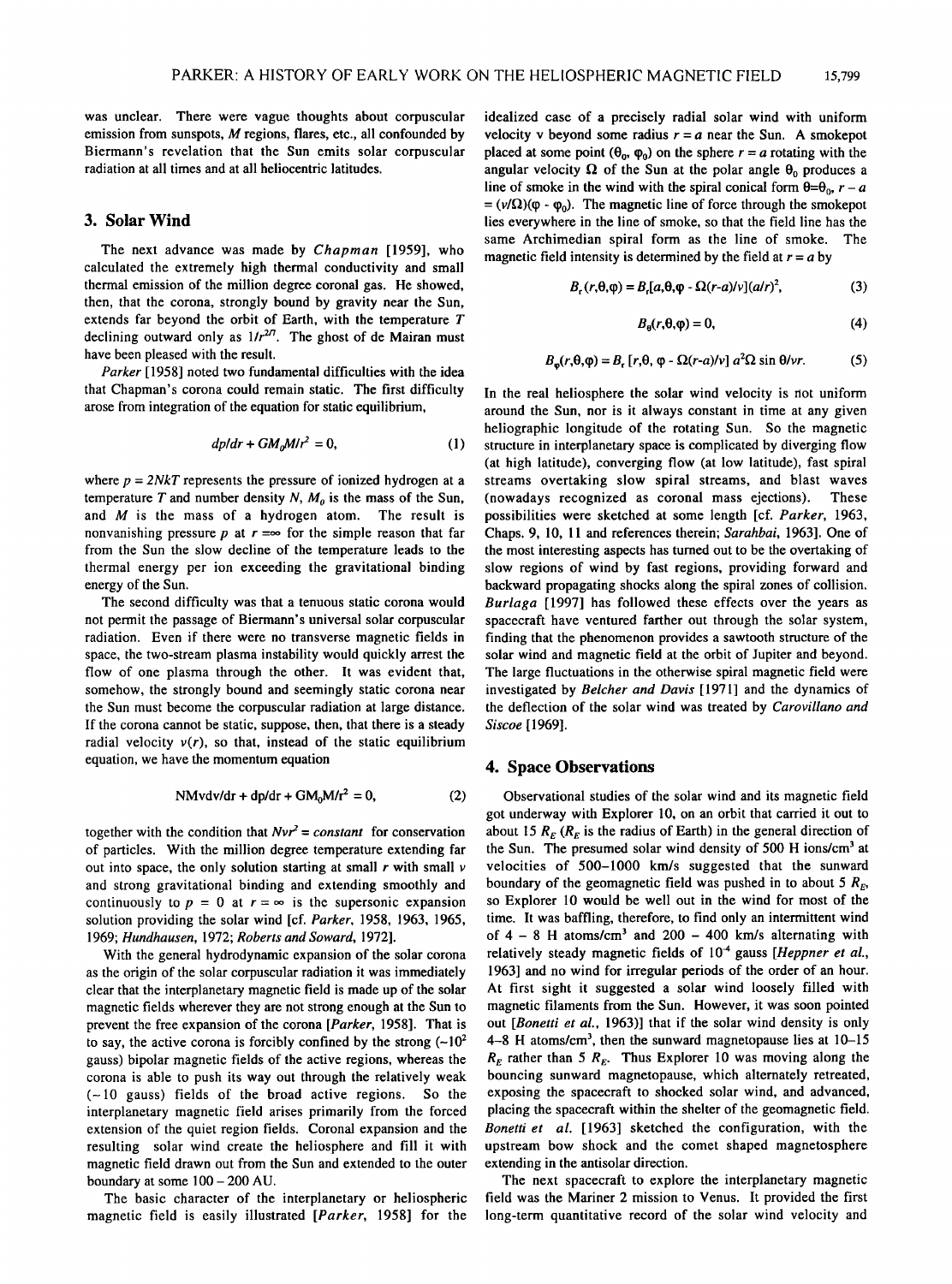was unclear. There were vague thoughts about corpuscular emission from sunspots, $M$ regions, flares, etc., all confounded by Biermann's revelation that the Sun emits solar corpuscular radiation at all times and at all heliocentric latitudes.

## 3. Solar Wind

The next advance was made by *Chapman* [1959], who calculated the extremely high thermal conductivity and small thermal emission of the million degree coronal gas. He showed, then, that the corona, strongly bound by gravity near the Sun, extends far beyond the orbit of Earth, with the temperature $T$ declining outward only as $1/r^{2/7}$. The ghost of de Mairan must have been pleased with the result.

*Parker* [1958] noted two fundamental difficulties with the idea that Chapman's corona could remain static. The first difficulty arose from integration of the equation for static equilibrium,

$$dp/dr + GM_0M/r^2 = 0, \tag{1}$$

where $p = 2NkT$ represents the pressure of ionized hydrogen at a temperature $T$ and number density $N$, $M_0$ is the mass of the Sun, and $M$ is the mass of a hydrogen atom. The result is nonvanishing pressure $p$ at $r = \infty$ for the simple reason that far from the Sun the slow decline of the temperature leads to the thermal energy per ion exceeding the gravitational binding energy of the Sun.

The second difficulty was that a tenuous static corona would not permit the passage of Biermann's universal solar corpuscular radiation. Even if there were no transverse magnetic fields in space, the two-stream plasma instability would quickly arrest the flow of one plasma through the other. It was evident that, somehow, the strongly bound and seemingly static corona near the Sun must become the corpuscular radiation at large distance. If the corona cannot be static, suppose, then, that there is a steady radial velocity $v(r)$, so that, instead of the static equilibrium equation, we have the momentum equation

$$NMv\,dv/dr + dp/dr + GM_0M/r^2 = 0, \tag{2}$$

together with the condition that $Nvr^2 = constant$ for conservation of particles. With the million degree temperature extending far out into space, the only solution starting at small $r$ with small $v$ and strong gravitational binding and extending smoothly and continuously to $p = 0$ at $r = \infty$ is the supersonic expansion solution providing the solar wind [cf. *Parker*, 1958, 1963, 1965, 1969; *Hundhausen*, 1972; *Roberts and Soward*, 1972].

With the general hydrodynamic expansion of the solar corona as the origin of the solar corpuscular radiation it was immediately clear that the interplanetary magnetic field is made up of the solar magnetic fields wherever they are not strong enough at the Sun to prevent the free expansion of the corona [*Parker*, 1958]. That is to say, the active corona is forcibly confined by the strong ($\sim 10^2$ gauss) bipolar magnetic fields of the active regions, whereas the corona is able to push its way out through the relatively weak ($\sim 10$ gauss) fields of the broad active regions. So the interplanetary magnetic field arises primarily from the forced extension of the quiet region fields. Coronal expansion and the resulting solar wind create the heliosphere and fill it with magnetic field drawn out from the Sun and extended to the outer boundary at some 100 – 200 AU.

The basic character of the interplanetary or heliospheric magnetic field is easily illustrated [*Parker*, 1958] for the idealized case of a precisely radial solar wind with uniform velocity v beyond some radius $r = a$ near the Sun. A smokepot placed at some point $(\theta_0, \varphi_0)$ on the sphere $r = a$ rotating with the angular velocity $\Omega$ of the Sun at the polar angle $\theta_0$ produces a line of smoke in the wind with the spiral conical form $\theta = \theta_0$, $r - a = (v/\Omega)(\varphi - \varphi_0)$. The magnetic line of force through the smokepot lies everywhere in the line of smoke, so that the field line has the same Archimedian spiral form as the line of smoke. The magnetic field intensity is determined by the field at $r = a$ by

$$B_r(r,\theta,\varphi) = B_r[a,\theta,\varphi - \Omega(r-a)/v](a/r)^2, \tag{3}$$

$$B_\theta(r,\theta,\varphi) = 0, \tag{4}$$

$$B_\varphi(r,\theta,\varphi) = B_r\,[r,\theta,\,\varphi - \Omega(r-a)/v]\,a^2\Omega \sin\theta/vr. \tag{5}$$

In the real heliosphere the solar wind velocity is not uniform around the Sun, nor is it always constant in time at any given heliographic longitude of the rotating Sun. So the magnetic structure in interplanetary space is complicated by diverging flow (at high latitude), converging flow (at low latitude), fast spiral streams overtaking slow spiral streams, and blast waves (nowadays recognized as coronal mass ejections). These possibilities were sketched at some length [cf. *Parker*, 1963, Chaps. 9, 10, 11 and references therein; *Sarahbai*, 1963]. One of the most interesting aspects has turned out to be the overtaking of slow regions of wind by fast regions, providing forward and backward propagating shocks along the spiral zones of collision. *Burlaga* [1997] has followed these effects over the years as spacecraft have ventured farther out through the solar system, finding that the phenomenon provides a sawtooth structure of the solar wind and magnetic field at the orbit of Jupiter and beyond. The large fluctuations in the otherwise spiral magnetic field were investigated by *Belcher and Davis* [1971] and the dynamics of the deflection of the solar wind was treated by *Carovillano and Siscoe* [1969].

## 4. Space Observations

Observational studies of the solar wind and its magnetic field got underway with Explorer 10, on an orbit that carried it out to about 15 $R_E$ ($R_E$ is the radius of Earth) in the general direction of the Sun. The presumed solar wind density of 500 H ions/cm$^3$ at velocities of 500–1000 km/s suggested that the sunward boundary of the geomagnetic field was pushed in to about 5 $R_E$, so Explorer 10 would be well out in the wind for most of the time. It was baffling, therefore, to find only an intermittent wind of 4 – 8 H atoms/cm$^3$ and 200 – 400 km/s alternating with relatively steady magnetic fields of $10^{-4}$ gauss [*Heppner et al.*, 1963] and no wind for irregular periods of the order of an hour. At first sight it suggested a solar wind loosely filled with magnetic filaments from the Sun. However, it was soon pointed out [*Bonetti et al.*, 1963)] that if the solar wind density is only 4–8 H atoms/cm$^3$, then the sunward magnetopause lies at 10–15 $R_E$ rather than 5 $R_E$. Thus Explorer 10 was moving along the bouncing sunward magnetopause, which alternately retreated, exposing the spacecraft to shocked solar wind, and advanced, placing the spacecraft within the shelter of the geomagnetic field. *Bonetti et al.* [1963] sketched the configuration, with the upstream bow shock and the comet shaped magnetosphere extending in the antisolar direction.

The next spacecraft to explore the interplanetary magnetic field was the Mariner 2 mission to Venus. It provided the first long-term quantitative record of the solar wind velocity and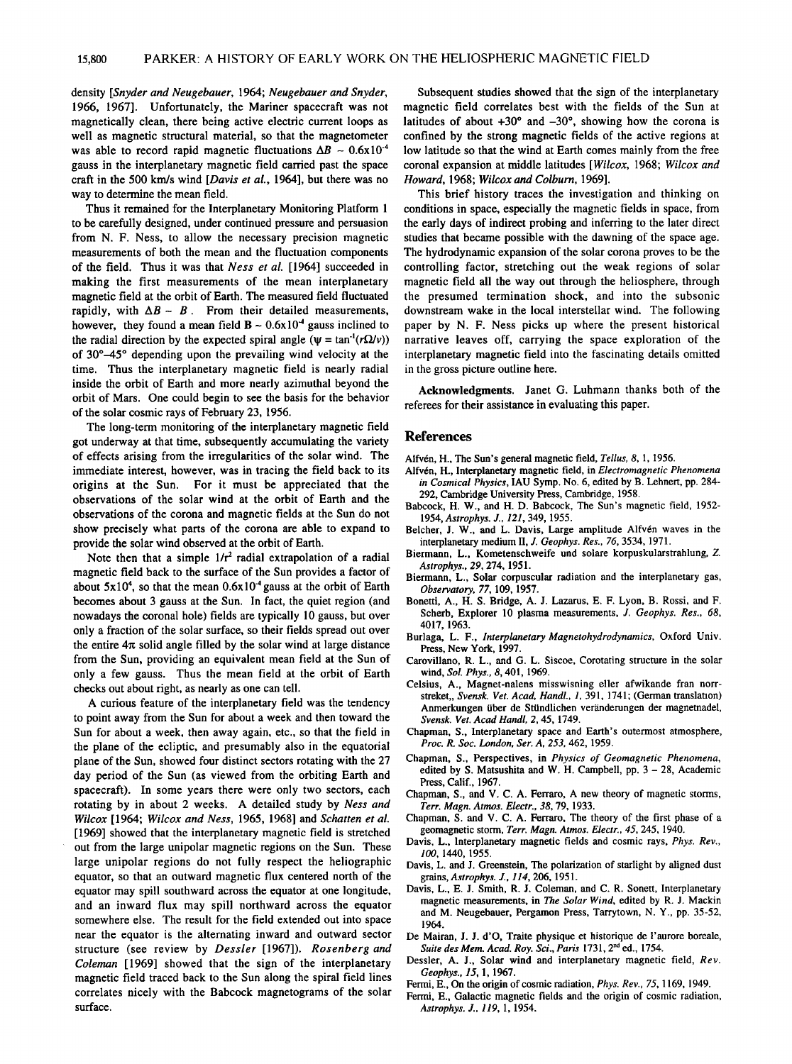density [*Snyder and Neugebauer*, 1964; *Neugebauer and Snyder*, 1966, 1967]. Unfortunately, the Mariner spacecraft was not magnetically clean, there being active electric current loops as well as magnetic structural material, so that the magnetometer was able to record rapid magnetic fluctuations $\Delta B \sim 0.6 \times 10^{-4}$ gauss in the interplanetary magnetic field carried past the space craft in the 500 km/s wind [*Davis et al.*, 1964], but there was no way to determine the mean field.

Thus it remained for the Interplanetary Monitoring Platform 1 to be carefully designed, under continued pressure and persuasion from N. F. Ness, to allow the necessary precision magnetic measurements of both the mean and the fluctuation components of the field. Thus it was that *Ness et al.* [1964] succeeded in making the first measurements of the mean interplanetary magnetic field at the orbit of Earth. The measured field fluctuated rapidly, with $\Delta B \sim B$. From their detailed measurements, however, they found a mean field $\mathbf{B} \sim 0.6 \times 10^{-4}$ gauss inclined to the radial direction by the expected spiral angle ($\psi = \tan^{-1}(r\Omega/v)$) of 30°–45° depending upon the prevailing wind velocity at the time. Thus the interplanetary magnetic field is nearly radial inside the orbit of Earth and more nearly azimuthal beyond the orbit of Mars. One could begin to see the basis for the behavior of the solar cosmic rays of February 23, 1956.

The long-term monitoring of the interplanetary magnetic field got underway at that time, subsequently accumulating the variety of effects arising from the irregularities of the solar wind. The immediate interest, however, was in tracing the field back to its origins at the Sun. For it must be appreciated that the observations of the solar wind at the orbit of Earth and the observations of the corona and magnetic fields at the Sun do not show precisely what parts of the corona are able to expand to provide the solar wind observed at the orbit of Earth.

Note then that a simple $1/r^2$ radial extrapolation of a radial magnetic field back to the surface of the Sun provides a factor of about $5 \times 10^4$, so that the mean $0.6 \times 10^{-4}$ gauss at the orbit of Earth becomes about 3 gauss at the Sun. In fact, the quiet region (and nowadays the coronal hole) fields are typically 10 gauss, but over only a fraction of the solar surface, so their fields spread out over the entire $4\pi$ solid angle filled by the solar wind at large distance from the Sun, providing an equivalent mean field at the Sun of only a few gauss. Thus the mean field at the orbit of Earth checks out about right, as nearly as one can tell.

A curious feature of the interplanetary field was the tendency to point away from the Sun for about a week and then toward the Sun for about a week, then away again, etc., so that the field in the plane of the ecliptic, and presumably also in the equatorial plane of the Sun, showed four distinct sectors rotating with the 27 day period of the Sun (as viewed from the orbiting Earth and spacecraft). In some years there were only two sectors, each rotating by in about 2 weeks. A detailed study by *Ness and Wilcox* [1964; *Wilcox and Ness*, 1965, 1968] and *Schatten et al.* [1969] showed that the interplanetary magnetic field is stretched out from the large unipolar magnetic regions on the Sun. These large unipolar regions do not fully respect the heliographic equator, so that an outward magnetic flux centered north of the equator may spill southward across the equator at one longitude, and an inward flux may spill northward across the equator somewhere else. The result for the field extended out into space near the equator is the alternating inward and outward sector structure (see review by *Dessler* [1967]). *Rosenberg and Coleman* [1969] showed that the sign of the interplanetary magnetic field traced back to the Sun along the spiral field lines correlates nicely with the Babcock magnetograms of the solar surface.

Subsequent studies showed that the sign of the interplanetary magnetic field correlates best with the fields of the Sun at latitudes of about +30° and −30°, showing how the corona is confined by the strong magnetic fields of the active regions at low latitude so that the wind at Earth comes mainly from the free coronal expansion at middle latitudes [*Wilcox*, 1968; *Wilcox and Howard*, 1968; *Wilcox and Colburn*, 1969].

This brief history traces the investigation and thinking on conditions in space, especially the magnetic fields in space, from the early days of indirect probing and inferring to the later direct studies that became possible with the dawning of the space age. The hydrodynamic expansion of the solar corona proves to be the controlling factor, stretching out the weak regions of solar magnetic field all the way out through the heliosphere, through the presumed termination shock, and into the subsonic downstream wake in the local interstellar wind. The following paper by N. F. Ness picks up where the present historical narrative leaves off, carrying the space exploration of the interplanetary magnetic field into the fascinating details omitted in the gross picture outline here.

**Acknowledgments.** Janet G. Luhmann thanks both of the referees for their assistance in evaluating this paper.

## References

Alfvén, H., The Sun's general magnetic field, *Tellus, 8*, 1, 1956.

Alfvén, H., Interplanetary magnetic field, in *Electromagnetic Phenomena in Cosmical Physics*, IAU Symp. No. 6, edited by B. Lehnert, pp. 284-292, Cambridge University Press, Cambridge, 1958.

Babcock, H. W., and H. D. Babcock, The Sun's magnetic field, 1952-1954, *Astrophys. J., 121*, 349, 1955.

Belcher, J. W., and L. Davis, Large amplitude Alfvén waves in the interplanetary medium II, *J. Geophys. Res., 76*, 3534, 1971.

Biermann, L., Kometenschweife und solare korpuskularstrahlung, *Z. Astrophys., 29*, 274, 1951.

Biermann, L., Solar corpuscular radiation and the interplanetary gas, *Observatory, 77*, 109, 1957.

Bonetti, A., H. S. Bridge, A. J. Lazarus, E. F. Lyon, B. Rossi, and F. Scherb, Explorer 10 plasma measurements, *J. Geophys. Res., 68*, 4017, 1963.

Burlaga, L. F., *Interplanetary Magnetohydrodynamics*, Oxford Univ. Press, New York, 1997.

Carovillano, R. L., and G. L. Siscoe, Corotating structure in the solar wind, *Sol. Phys., 8*, 401, 1969.

Celsius, A., Magnet-nalens misswisning eller afwikande fran norrstreket,, *Svensk. Vet. Acad, Handl., 1*, 391, 1741; (German translation) Anmerkungen über de Stündlichen veränderungen der magnetnadel, *Svensk. Vet. Acad Handl, 2*, 45, 1749.

Chapman, S., Interplanetary space and Earth's outermost atmosphere, *Proc. R. Soc. London, Ser. A, 253*, 462, 1959.

Chapman, S., Perspectives, in *Physics of Geomagnetic Phenomena*, edited by S. Matsushita and W. H. Campbell, pp. 3 – 28, Academic Press, Calif., 1967.

Chapman, S., and V. C. A. Ferraro, A new theory of magnetic storms, *Terr. Magn. Atmos. Electr., 38*, 79, 1933.

Chapman, S. and V. C. A. Ferraro, The theory of the first phase of a geomagnetic storm, *Terr. Magn. Atmos. Electr., 45*, 245, 1940.

Davis, L., Interplanetary magnetic fields and cosmic rays, *Phys. Rev., 100*, 1440, 1955.

Davis, L. and J. Greenstein, The polarization of starlight by aligned dust grains, *Astrophys. J., 114*, 206, 1951.

Davis, L., E. J. Smith, R. J. Coleman, and C. R. Sonett, Interplanetary magnetic measurements, in *The Solar Wind*, edited by R. J. Mackin and M. Neugebauer, Pergamon Press, Tarrytown, N. Y., pp. 35-52, 1964.

De Mairan, J. J. d'O, Traite physique et historique de l'aurore boreale, *Suite des Mem. Acad. Roy. Sci., Paris* 1731, 2[nd] ed., 1754.

Dessler, A. J., Solar wind and interplanetary magnetic field, *Rev. Geophys., 15*, 1, 1967.

Fermi, E., On the origin of cosmic radiation, *Phys. Rev., 75*, 1169, 1949.

Fermi, E., Galactic magnetic fields and the origin of cosmic radiation, *Astrophys. J., 119*, 1, 1954.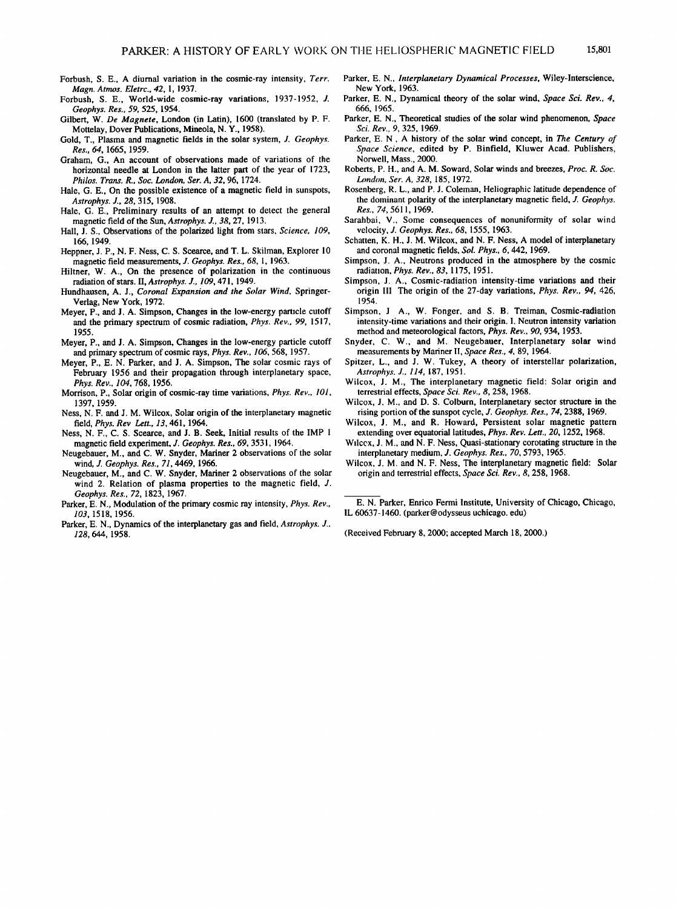Forbush, S. E., A diurnal variation in the cosmic-ray intensity, *Terr. Magn. Atmos. Eletrc.*, *42*, 1, 1937.

Forbush, S. E., World-wide cosmic-ray variations, 1937-1952, *J. Geophys. Res.*, *59*, 525, 1954.

Gilbert, W. *De Magnete*, London (in Latin), 1600 (translated by P. F. Mottelay, Dover Publications, Mineola, N. Y., 1958).

Gold, T., Plasma and magnetic fields in the solar system, *J. Geophys. Res.*, *64*, 1665, 1959.

Graham, G., An account of observations made of variations of the horizontal needle at London in the latter part of the year of 1723, *Philos. Trans. R., Soc. London, Ser. A*, *32*, 96, 1724.

Hale, G. E., On the possible existence of a magnetic field in sunspots, *Astrophys. J.*, *28*, 315, 1908.

Hale, G. E., Preliminary results of an attempt to detect the general magnetic field of the Sun, *Astrophys. J.*, *38*, 27, 1913.

Hall, J. S., Observations of the polarized light from stars, *Science*, *109*, 166, 1949.

Heppner, J. P., N. F. Ness, C. S. Scearce, and T. L. Skilman, Explorer 10 magnetic field measurements, *J. Geophys. Res.*, *68*, 1, 1963.

Hiltner, W. A., On the presence of polarization in the continuous radiation of stars. II, *Astrophys. J.*, *109*, 471, 1949.

Hundhausen, A. J., *Coronal Expansion and the Solar Wind*, Springer-Verlag, New York, 1972.

Meyer, P., and J. A. Simpson, Changes in the low-energy particle cutoff and the primary spectrum of cosmic radiation, *Phys. Rev.*, *99*, 1517, 1955.

Meyer, P., and J. A. Simpson, Changes in the low-energy particle cutoff and primary spectrum of cosmic rays, *Phys. Rev.*, *106*, 568, 1957.

Meyer, P., E. N. Parker, and J. A. Simpson, The solar cosmic rays of February 1956 and their propagation through interplanetary space, *Phys. Rev.*, *104*, 768, 1956.

Morrison, P., Solar origin of cosmic-ray time variations, *Phys. Rev.*, *101*, 1397, 1959.

Ness, N. F. and J. M. Wilcox, Solar origin of the interplanetary magnetic field, *Phys. Rev Lett.*, *13*, 461, 1964.

Ness, N. F., C. S. Scearce, and J. B. Seek, Initial results of the IMP 1 magnetic field experiment, *J. Geophys. Res.*, *69*, 3531, 1964.

Neugebauer, M., and C. W. Snyder, Mariner 2 observations of the solar wind, *J. Geophys. Res.*, *71*, 4469, 1966.

Neugebauer, M., and C. W. Snyder, Mariner 2 observations of the solar wind 2. Relation of plasma properties to the magnetic field, *J. Geophys. Res.*, *72*, 1823, 1967.

Parker, E. N., Modulation of the primary cosmic ray intensity, *Phys. Rev.*, *103*, 1518, 1956.

Parker, E. N., Dynamics of the interplanetary gas and field, *Astrophys. J.*, *128*, 644, 1958.

Parker, E. N., *Interplanetary Dynamical Processes*, Wiley-Interscience, New York, 1963.

Parker, E. N., Dynamical theory of the solar wind, *Space Sci. Rev.*, *4*, 666, 1965.

Parker, E. N., Theoretical studies of the solar wind phenomenon, *Space Sci. Rev.*, *9*, 325, 1969.

Parker, E. N, A history of the solar wind concept, in *The Century of Space Science*, edited by P. Binfield, Kluwer Acad. Publishers, Norwell, Mass., 2000.

Roberts, P. H., and A. M. Soward, Solar winds and breezes, *Proc. R. Soc. London, Ser. A*, *328*, 185, 1972.

Rosenberg, R. L., and P. J. Coleman, Heliographic latitude dependence of the dominant polarity of the interplanetary magnetic field, *J. Geophys. Res.*, *74*, 5611, 1969.

Sarahbai, V., Some consequences of nonuniformity of solar wind velocity, *J. Geophys. Res.*, *68*, 1555, 1963.

Schatten, K. H., J. M. Wilcox, and N. F. Ness, A model of interplanetary and coronal magnetic fields, *Sol. Phys.*, *6*, 442, 1969.

Simpson, J. A., Neutrons produced in the atmosphere by the cosmic radiation, *Phys. Rev.*, *83*, 1175, 1951.

Simpson, J. A., Cosmic-radiation intensity-time variations and their origin III The origin of the 27-day variations, *Phys. Rev.*, *94*, 426, 1954.

Simpson, J A., W. Fonger, and S. B. Treiman, Cosmic-radiation intensity-time variations and their origin. I. Neutron intensity variation method and meteorological factors, *Phys. Rev.*, *90*, 934, 1953.

Snyder, C. W., and M. Neugebauer, Interplanetary solar wind measurements by Mariner II, *Space Res.*, *4*, 89, 1964.

Spitzer, L., and J. W. Tukey, A theory of interstellar polarization, *Astrophys. J.*, *114*, 187, 1951.

Wilcox, J. M., The interplanetary magnetic field: Solar origin and terrestrial effects, *Space Sci. Rev.*, *8*, 258, 1968.

Wilcox, J. M., and D. S. Colburn, Interplanetary sector structure in the rising portion of the sunspot cycle, *J. Geophys. Res.*, *74*, 2388, 1969.

Wilcox, J. M., and R. Howard, Persistent solar magnetic pattern extending over equatorial latitudes, *Phys. Rev. Lett.*, *20*, 1252, 1968.

Wilcox, J. M., and N. F. Ness, Quasi-stationary corotating structure in the interplanetary medium, *J. Geophys. Res.*, *70*, 5793, 1965.

Wilcox, J. M. and N. F. Ness, The interplanetary magnetic field: Solar origin and terrestrial effects, *Space Sci. Rev.*, *8*, 258, 1968.

---

E. N. Parker, Enrico Fermi Institute, University of Chicago, Chicago, IL 60637-1460. (parker@odysseus uchicago. edu)

(Received February 8, 2000; accepted March 18, 2000.)